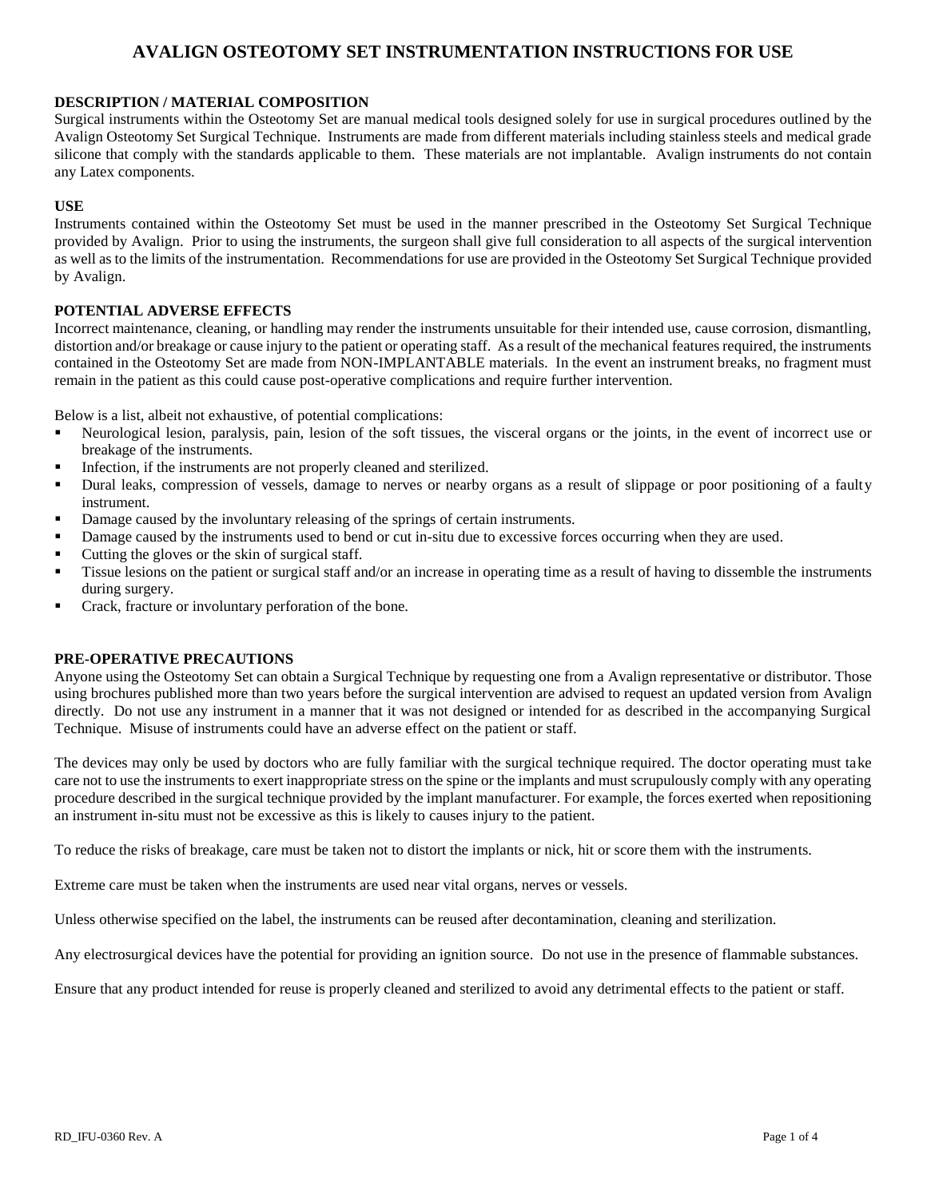# AVALIGN OSTEOTOMY SET INSTRUMENTATION INSTRUCTIONS FOR USE

## DESCRIPTION / MATERIAL COMPOSITION

Surgical instruments within the Osteotomy Set are manual medical tools designed solely for use in surgical procedures outlined by the Avalign Osteotomy Set Surgical Technique. Instruments are made from different materials including stainless steels and medical grade silicone that comply with the standards applicable to them. These materials are not implantable. Avalign instruments do not contain any Latex components.

## USE

Instruments contained within the Osteotomy Set must be used in the manner prescribed in the Osteotomy Set Surgical Technique provided by Avalign. Prior to using the instruments, the surgeon shall give full consideration to all aspects of the surgical intervention as well as to the limits of the instrumentation. Recommendations for use are provided in the Osteotomy Set Surgical Technique provided by Avalign.

## POTENTIAL ADVERSE EFFECTS

Incorrect maintenance, cleaning, or handling may render the instruments unsuitable for their intended use, cause corrosion, dismantling, distortion and/or breakage or cause injury to the patient or operating staff. As a result of the mechanical features required, the instruments contained in the Osteotomy Set are made from NON-IMPLANTABLE materials. In the event an instrument breaks, no fragment must remain in the patient as this could cause post-operative complications and require further intervention.

Below is a list, albeit not exhaustive, of potential complications:

- Neurological lesion, paralysis, pain, lesion of the soft tissues, the visceral organs or the joints, in the event of incorrect use or breakage of the instruments.
- Infection, if the instruments are not properly cleaned and sterilized.
- Dural leaks, compression of vessels, damage to nerves or nearby organs as a result of slippage or poor positioning of a faulty instrument.
- Damage caused by the involuntary releasing of the springs of certain instruments.
- Damage caused by the instruments used to bend or cut in-situ due to excessive forces occurring when they are used.
- Cutting the gloves or the skin of surgical staff.
- Tissue lesions on the patient or surgical staff and/or an increase in operating time as a result of having to dissemble the instruments during surgery.
- Crack, fracture or involuntary perforation of the bone.

## PRE-OPERATIVE PRECAUTIONS

Anyone using the Osteotomy Set can obtain a Surgical Technique by requesting one from a Avalign representative or distributor. Those using brochures published more than two years before the surgical intervention are advised to request an updated version from Avalign directly. Do not use any instrument in a manner that it was not designed or intended for as described in the accompanying Surgical Technique. Misuse of instruments could have an adverse effect on the patient or staff.

The devices may only be used by doctors who are fully familiar with the surgical technique required. The doctor operating must take care not to use the instruments to exert inappropriate stress on the spine or the implants and must scrupulously comply with any operating procedure described in the surgical technique provided by the implant manufacturer. For example, the forces exerted when repositioning an instrument in-situ must not be excessive as this is likely to causes injury to the patient.

To reduce the risks of breakage, care must be taken not to distort the implants or nick, hit or score them with the instruments.

Extreme care must be taken when the instruments are used near vital organs, nerves or vessels.

Unless otherwise specified on the label, the instruments can be reused after decontamination, cleaning and sterilization.

Any electrosurgical devices have the potential for providing an ignition source. Do not use in the presence of flammable substances.

Ensure that any product intended for reuse is properly cleaned and sterilized to avoid any detrimental effects to the patient or staff.

RD_IFU-0360 Rev. A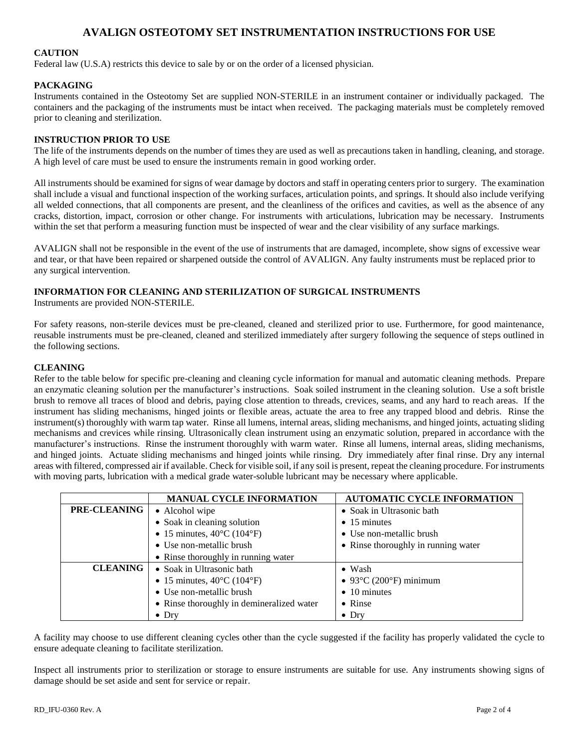# AVALIGN OSTEOTOMY SET INSTRUMENTATION INSTRUCTIONS FOR USE

## CAUTION

Federal law (U.S.A) restricts this device to sale by or on the order of a licensed physician.

## PACKAGING

Instruments contained in the Osteotomy Set are supplied NON-STERILE in an instrument container or individually packaged. The containers and the packaging of the instruments must be intact when received. The packaging materials must be completely removed prior to cleaning and sterilization.

## INSTRUCTION PRIOR TO USE

The life of the instruments depends on the number of times they are used as well as precautions taken in handling, cleaning, and storage. A high level of care must be used to ensure the instruments remain in good working order.

All instruments should be examined for signs of wear damage by doctors and staff in operating centers prior to surgery. The examination shall include a visual and functional inspection of the working surfaces, articulation points, and springs. It should also include verifying all welded connections, that all components are present, and the cleanliness of the orifices and cavities, as well as the absence of any cracks, distortion, impact, corrosion or other change. For instruments with articulations, lubrication may be necessary. Instruments within the set that perform a measuring function must be inspected of wear and the clear visibility of any surface markings.

AVALIGN shall not be responsible in the event of the use of instruments that are damaged, incomplete, show signs of excessive wear and tear, or that have been repaired or sharpened outside the control of AVALIGN. Any faulty instruments must be replaced prior to any surgical intervention.

## INFORMATION FOR CLEANING AND STERILIZATION OF SURGICAL INSTRUMENTS

Instruments are provided NON-STERILE.

For safety reasons, non-sterile devices must be pre-cleaned, cleaned and sterilized prior to use. Furthermore, for good maintenance, reusable instruments must be pre-cleaned, cleaned and sterilized immediately after surgery following the sequence of steps outlined in the following sections.

## CLEANING

Refer to the table below for specific pre-cleaning and cleaning cycle information for manual and automatic cleaning methods. Prepare an enzymatic cleaning solution per the manufacturer's instructions. Soak soiled instrument in the cleaning solution. Use a soft bristle brush to remove all traces of blood and debris, paying close attention to threads, crevices, seams, and any hard to reach areas. If the instrument has sliding mechanisms, hinged joints or flexible areas, actuate the area to free any trapped blood and debris. Rinse the instrument(s) thoroughly with warm tap water. Rinse all lumens, internal areas, sliding mechanisms, and hinged joints, actuating sliding mechanisms and crevices while rinsing. Ultrasonically clean instrument using an enzymatic solution, prepared in accordance with the manufacturer's instructions. Rinse the instrument thoroughly with warm water. Rinse all lumens, internal areas, sliding mechanisms, and hinged joints. Actuate sliding mechanisms and hinged joints while rinsing. Dry immediately after final rinse. Dry any internal areas with filtered, compressed air if available. Check for visible soil, if any soil is present, repeat the cleaning procedure. For instruments with moving parts, lubrication with a medical grade water-soluble lubricant may be necessary where applicable.

| | MANUAL CYCLE INFORMATION | AUTOMATIC CYCLE INFORMATION |
|---|---|---|
| **PRE-CLEANING** | • Alcohol wipe<br>• Soak in cleaning solution<br>• 15 minutes, 40°C (104°F)<br>• Use non-metallic brush<br>• Rinse thoroughly in running water | • Soak in Ultrasonic bath<br>• 15 minutes<br>• Use non-metallic brush<br>• Rinse thoroughly in running water |
| **CLEANING** | • Soak in Ultrasonic bath<br>• 15 minutes, 40°C (104°F)<br>• Use non-metallic brush<br>• Rinse thoroughly in demineralized water<br>• Dry | • Wash<br>• 93°C (200°F) minimum<br>• 10 minutes<br>• Rinse<br>• Dry |

A facility may choose to use different cleaning cycles other than the cycle suggested if the facility has properly validated the cycle to ensure adequate cleaning to facilitate sterilization.

Inspect all instruments prior to sterilization or storage to ensure instruments are suitable for use. Any instruments showing signs of damage should be set aside and sent for service or repair.

RD_IFU-0360 Rev. A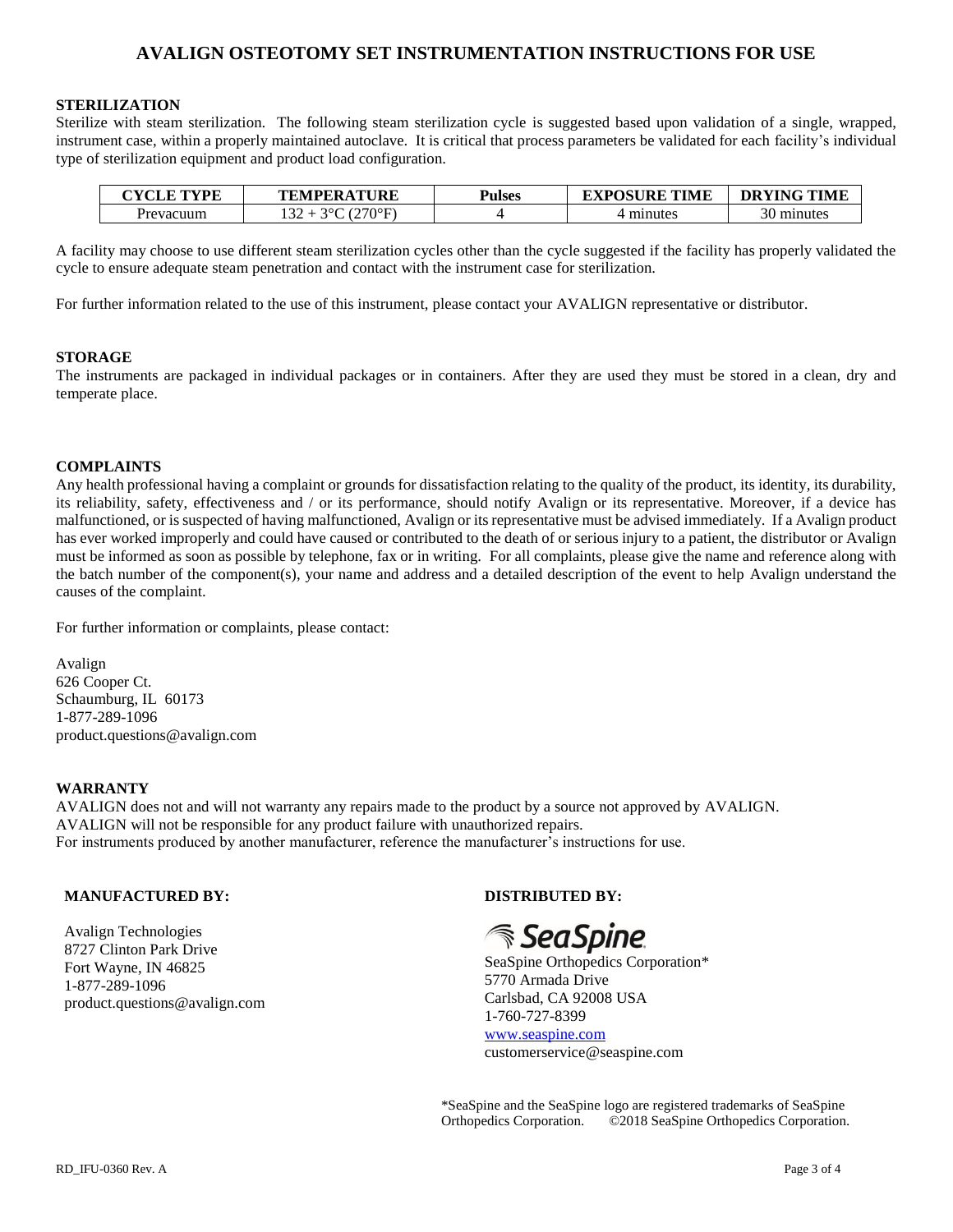# AVALIGN OSTEOTOMY SET INSTRUMENTATION INSTRUCTIONS FOR USE

## STERILIZATION

Sterilize with steam sterilization. The following steam sterilization cycle is suggested based upon validation of a single, wrapped, instrument case, within a properly maintained autoclave. It is critical that process parameters be validated for each facility's individual type of sterilization equipment and product load configuration.

| CYCLE TYPE | TEMPERATURE | Pulses | EXPOSURE TIME | DRYING TIME |
|---|---|---|---|---|
| Prevacuum | 132 + 3°C (270°F) | 4 | 4 minutes | 30 minutes |

A facility may choose to use different steam sterilization cycles other than the cycle suggested if the facility has properly validated the cycle to ensure adequate steam penetration and contact with the instrument case for sterilization.

For further information related to the use of this instrument, please contact your AVALIGN representative or distributor.

## STORAGE

The instruments are packaged in individual packages or in containers. After they are used they must be stored in a clean, dry and temperate place.

## COMPLAINTS

Any health professional having a complaint or grounds for dissatisfaction relating to the quality of the product, its identity, its durability, its reliability, safety, effectiveness and / or its performance, should notify Avalign or its representative. Moreover, if a device has malfunctioned, or is suspected of having malfunctioned, Avalign or its representative must be advised immediately. If a Avalign product has ever worked improperly and could have caused or contributed to the death of or serious injury to a patient, the distributor or Avalign must be informed as soon as possible by telephone, fax or in writing. For all complaints, please give the name and reference along with the batch number of the component(s), your name and address and a detailed description of the event to help Avalign understand the causes of the complaint.

For further information or complaints, please contact:

Avalign
626 Cooper Ct.
Schaumburg, IL 60173
1-877-289-1096
product.questions@avalign.com

## WARRANTY

AVALIGN does not and will not warranty any repairs made to the product by a source not approved by AVALIGN.
AVALIGN will not be responsible for any product failure with unauthorized repairs.
For instruments produced by another manufacturer, reference the manufacturer's instructions for use.

**MANUFACTURED BY:**

Avalign Technologies
8727 Clinton Park Drive
Fort Wayne, IN 46825
1-877-289-1096
product.questions@avalign.com

**DISTRIBUTED BY:**

SeaSpine

SeaSpine Orthopedics Corporation*
5770 Armada Drive
Carlsbad, CA 92008 USA
1-760-727-8399
www.seaspine.com
customerservice@seaspine.com

*SeaSpine and the SeaSpine logo are registered trademarks of SeaSpine Orthopedics Corporation. ©2018 SeaSpine Orthopedics Corporation.

RD_IFU-0360 Rev. A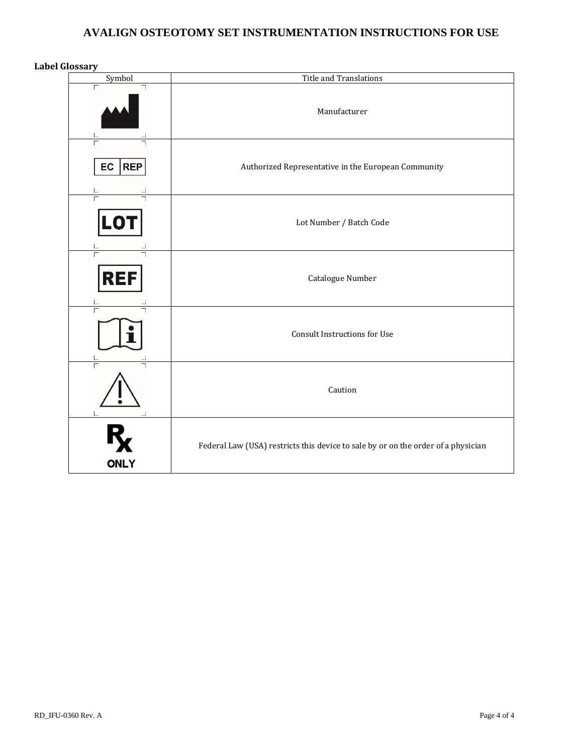# AVALIGN OSTEOTOMY SET INSTRUMENTATION INSTRUCTIONS FOR USE

**Label Glossary**

| Symbol | Title and Translations |
| --- | --- |
| | Manufacturer |
| EC REP | Authorized Representative in the European Community |
| LOT | Lot Number / Batch Code |
| REF | Catalogue Number |
| | Consult Instructions for Use |
| | Caution |
| Rx ONLY | Federal Law (USA) restricts this device to sale by or on the order of a physician |